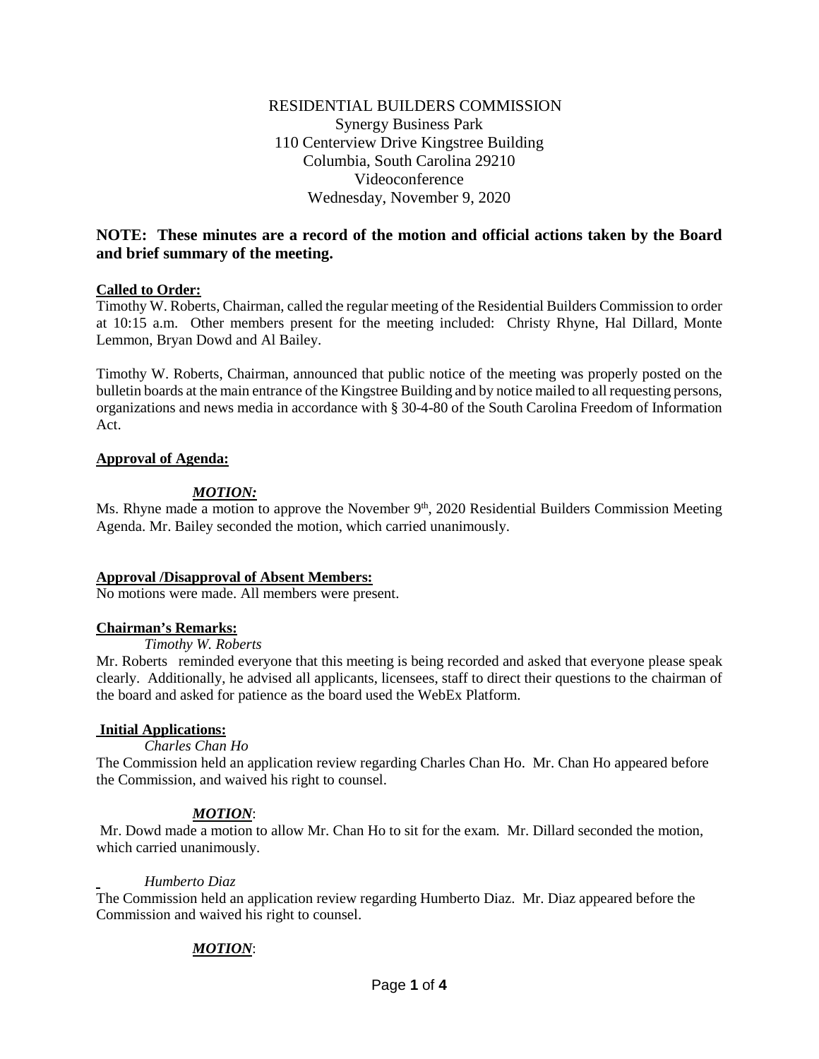RESIDENTIAL BUILDERS COMMISSION
Synergy Business Park
110 Centerview Drive Kingstree Building
Columbia, South Carolina 29210
Videoconference
Wednesday, November 9, 2020

**NOTE: These minutes are a record of the motion and official actions taken by the Board and brief summary of the meeting.**

**Called to Order:**

Timothy W. Roberts, Chairman, called the regular meeting of the Residential Builders Commission to order at 10:15 a.m. Other members present for the meeting included: Christy Rhyne, Hal Dillard, Monte Lemmon, Bryan Dowd and Al Bailey.

Timothy W. Roberts, Chairman, announced that public notice of the meeting was properly posted on the bulletin boards at the main entrance of the Kingstree Building and by notice mailed to all requesting persons, organizations and news media in accordance with § 30-4-80 of the South Carolina Freedom of Information Act.

**Approval of Agenda:**

***MOTION:***

Ms. Rhyne made a motion to approve the November 9th, 2020 Residential Builders Commission Meeting Agenda. Mr. Bailey seconded the motion, which carried unanimously.

**Approval /Disapproval of Absent Members:**

No motions were made. All members were present.

**Chairman's Remarks:**

*Timothy W. Roberts*

Mr. Roberts reminded everyone that this meeting is being recorded and asked that everyone please speak clearly. Additionally, he advised all applicants, licensees, staff to direct their questions to the chairman of the board and asked for patience as the board used the WebEx Platform.

**Initial Applications:**

*Charles Chan Ho*

The Commission held an application review regarding Charles Chan Ho. Mr. Chan Ho appeared before the Commission, and waived his right to counsel.

***MOTION***:

Mr. Dowd made a motion to allow Mr. Chan Ho to sit for the exam. Mr. Dillard seconded the motion, which carried unanimously.

*Humberto Diaz*

The Commission held an application review regarding Humberto Diaz. Mr. Diaz appeared before the Commission and waived his right to counsel.

***MOTION***: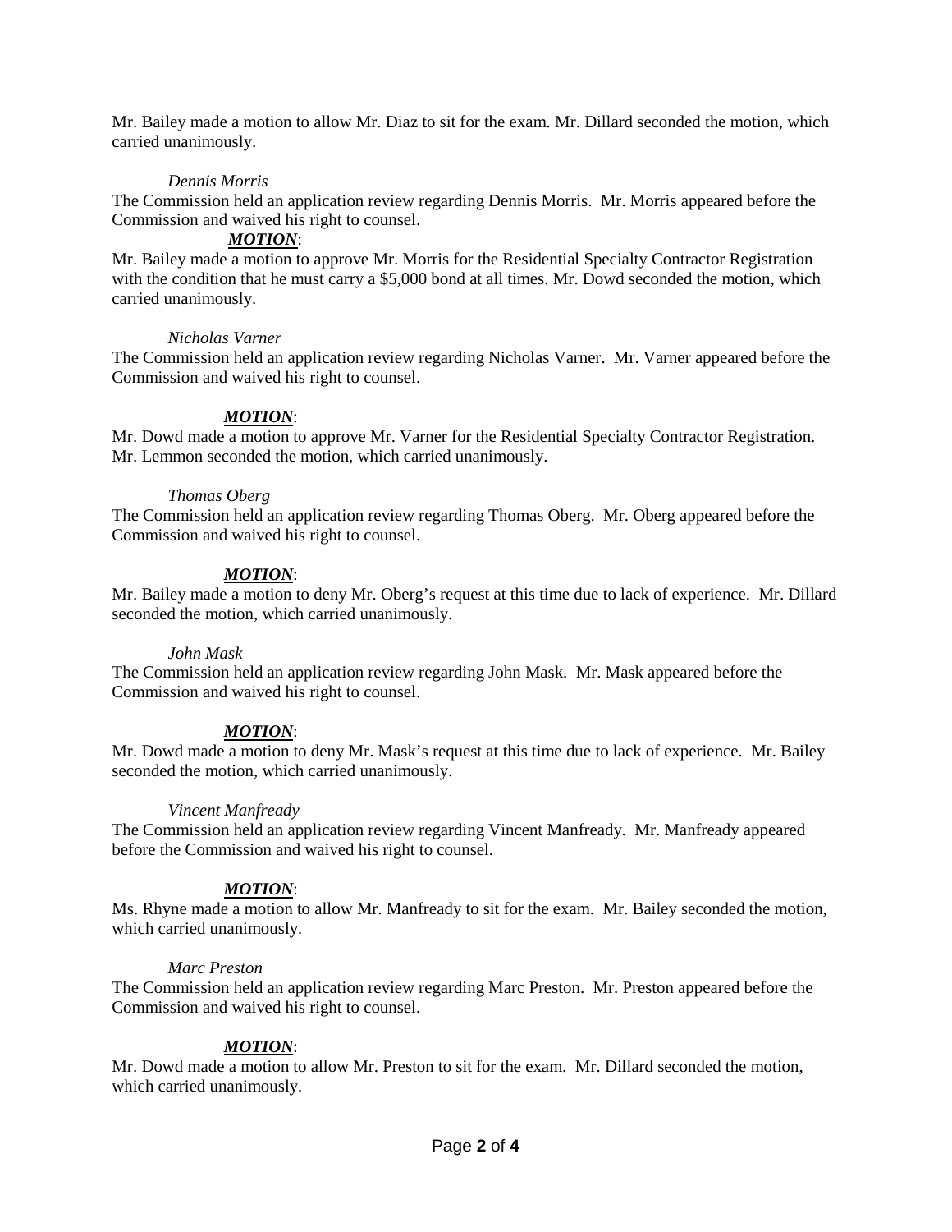Mr. Bailey made a motion to allow Mr. Diaz to sit for the exam. Mr. Dillard seconded the motion, which carried unanimously.

*Dennis Morris*

The Commission held an application review regarding Dennis Morris. Mr. Morris appeared before the Commission and waived his right to counsel.

***MOTION***:

Mr. Bailey made a motion to approve Mr. Morris for the Residential Specialty Contractor Registration with the condition that he must carry a $5,000 bond at all times. Mr. Dowd seconded the motion, which carried unanimously.

*Nicholas Varner*

The Commission held an application review regarding Nicholas Varner. Mr. Varner appeared before the Commission and waived his right to counsel.

***MOTION***:

Mr. Dowd made a motion to approve Mr. Varner for the Residential Specialty Contractor Registration. Mr. Lemmon seconded the motion, which carried unanimously.

*Thomas Oberg*

The Commission held an application review regarding Thomas Oberg. Mr. Oberg appeared before the Commission and waived his right to counsel.

***MOTION***:

Mr. Bailey made a motion to deny Mr. Oberg's request at this time due to lack of experience. Mr. Dillard seconded the motion, which carried unanimously.

*John Mask*

The Commission held an application review regarding John Mask. Mr. Mask appeared before the Commission and waived his right to counsel.

***MOTION***:

Mr. Dowd made a motion to deny Mr. Mask's request at this time due to lack of experience. Mr. Bailey seconded the motion, which carried unanimously.

*Vincent Manfready*

The Commission held an application review regarding Vincent Manfready. Mr. Manfready appeared before the Commission and waived his right to counsel.

***MOTION***:

Ms. Rhyne made a motion to allow Mr. Manfready to sit for the exam. Mr. Bailey seconded the motion, which carried unanimously.

*Marc Preston*

The Commission held an application review regarding Marc Preston. Mr. Preston appeared before the Commission and waived his right to counsel.

***MOTION***:

Mr. Dowd made a motion to allow Mr. Preston to sit for the exam. Mr. Dillard seconded the motion, which carried unanimously.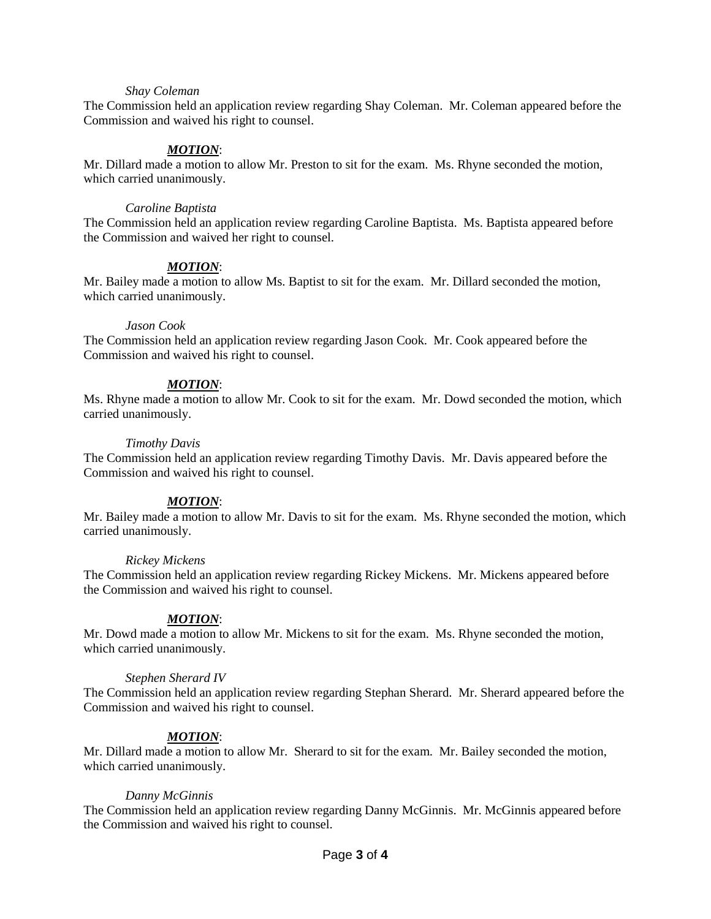*Shay Coleman*

The Commission held an application review regarding Shay Coleman. Mr. Coleman appeared before the Commission and waived his right to counsel.

***MOTION***:

Mr. Dillard made a motion to allow Mr. Preston to sit for the exam. Ms. Rhyne seconded the motion, which carried unanimously.

*Caroline Baptista*

The Commission held an application review regarding Caroline Baptista. Ms. Baptista appeared before the Commission and waived her right to counsel.

***MOTION***:

Mr. Bailey made a motion to allow Ms. Baptist to sit for the exam. Mr. Dillard seconded the motion, which carried unanimously.

*Jason Cook*

The Commission held an application review regarding Jason Cook. Mr. Cook appeared before the Commission and waived his right to counsel.

***MOTION***:

Ms. Rhyne made a motion to allow Mr. Cook to sit for the exam. Mr. Dowd seconded the motion, which carried unanimously.

*Timothy Davis*

The Commission held an application review regarding Timothy Davis. Mr. Davis appeared before the Commission and waived his right to counsel.

***MOTION***:

Mr. Bailey made a motion to allow Mr. Davis to sit for the exam. Ms. Rhyne seconded the motion, which carried unanimously.

*Rickey Mickens*

The Commission held an application review regarding Rickey Mickens. Mr. Mickens appeared before the Commission and waived his right to counsel.

***MOTION***:

Mr. Dowd made a motion to allow Mr. Mickens to sit for the exam. Ms. Rhyne seconded the motion, which carried unanimously.

*Stephen Sherard IV*

The Commission held an application review regarding Stephan Sherard. Mr. Sherard appeared before the Commission and waived his right to counsel.

***MOTION***:

Mr. Dillard made a motion to allow Mr. Sherard to sit for the exam. Mr. Bailey seconded the motion, which carried unanimously.

*Danny McGinnis*

The Commission held an application review regarding Danny McGinnis. Mr. McGinnis appeared before the Commission and waived his right to counsel.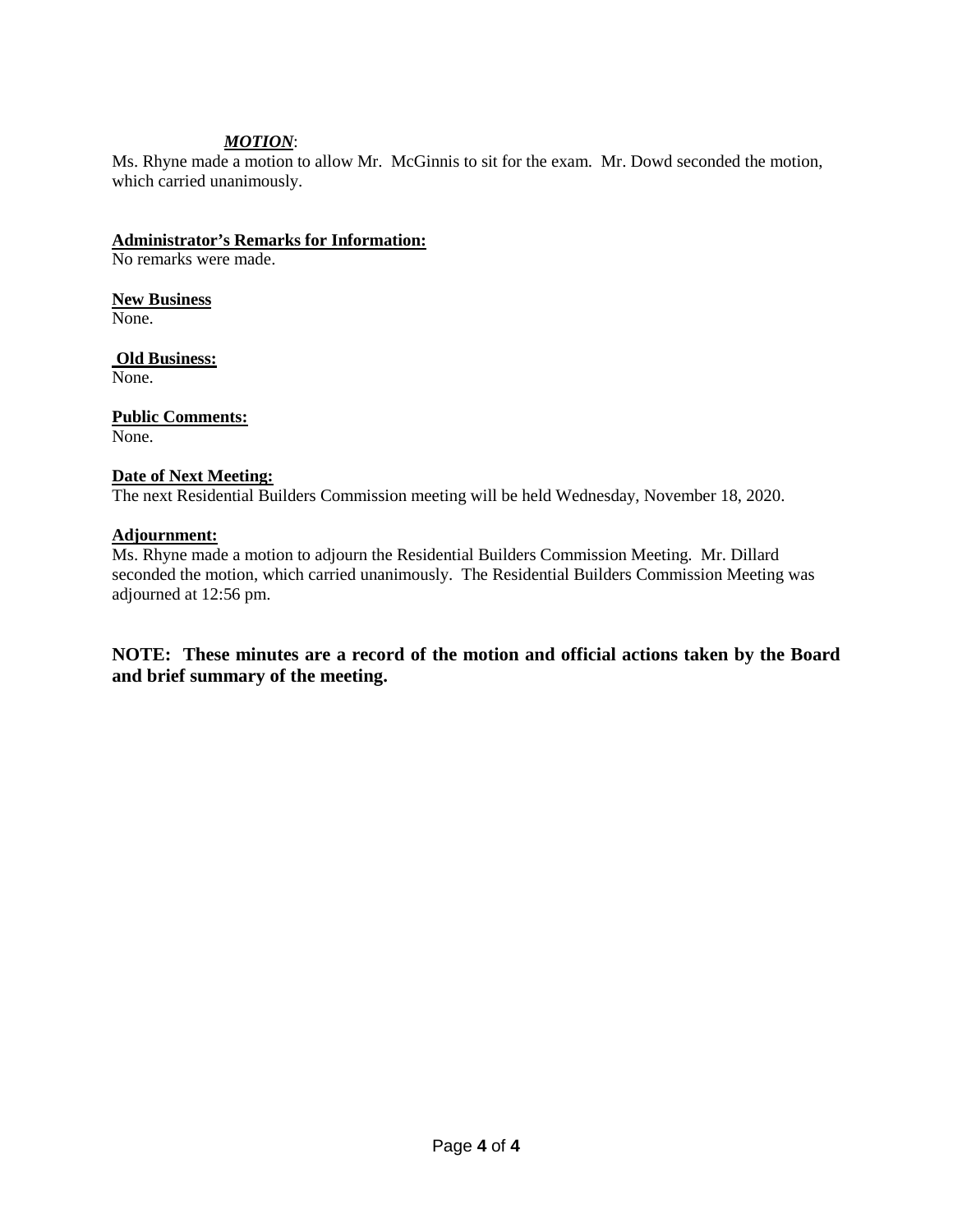***MOTION***:

Ms. Rhyne made a motion to allow Mr. McGinnis to sit for the exam. Mr. Dowd seconded the motion, which carried unanimously.

**Administrator's Remarks for Information:**

No remarks were made.

**New Business**

None.

**Old Business:**

None.

**Public Comments:**

None.

**Date of Next Meeting:**

The next Residential Builders Commission meeting will be held Wednesday, November 18, 2020.

**Adjournment:**

Ms. Rhyne made a motion to adjourn the Residential Builders Commission Meeting. Mr. Dillard seconded the motion, which carried unanimously. The Residential Builders Commission Meeting was adjourned at 12:56 pm.

**NOTE: These minutes are a record of the motion and official actions taken by the Board and brief summary of the meeting.**